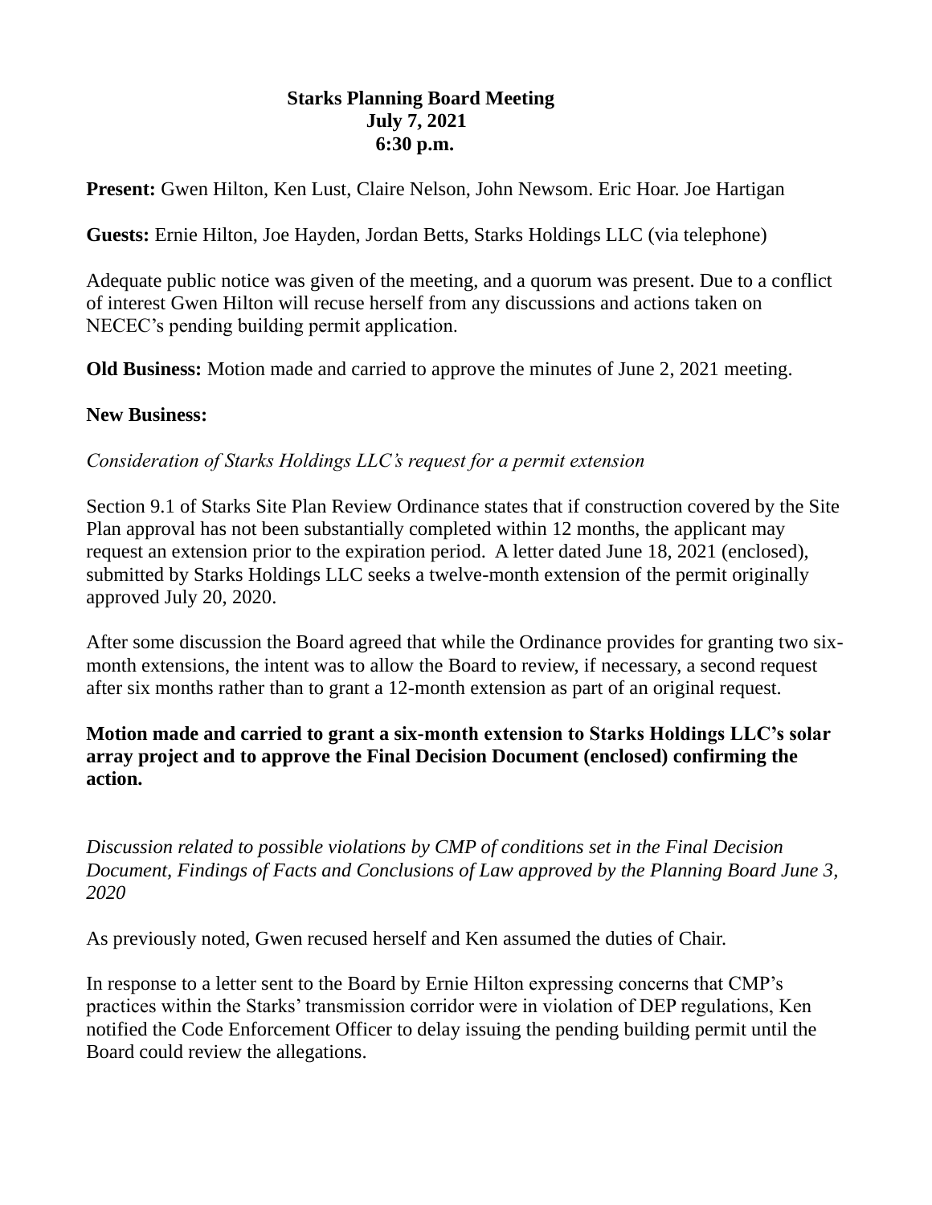**Starks Planning Board Meeting**
**July 7, 2021**
**6:30 p.m.**

**Present:** Gwen Hilton, Ken Lust, Claire Nelson, John Newsom. Eric Hoar. Joe Hartigan

**Guests:** Ernie Hilton, Joe Hayden, Jordan Betts, Starks Holdings LLC (via telephone)

Adequate public notice was given of the meeting, and a quorum was present. Due to a conflict of interest Gwen Hilton will recuse herself from any discussions and actions taken on NECEC's pending building permit application.

**Old Business:** Motion made and carried to approve the minutes of June 2, 2021 meeting.

**New Business:**

*Consideration of Starks Holdings LLC's request for a permit extension*

Section 9.1 of Starks Site Plan Review Ordinance states that if construction covered by the Site Plan approval has not been substantially completed within 12 months, the applicant may request an extension prior to the expiration period. A letter dated June 18, 2021 (enclosed), submitted by Starks Holdings LLC seeks a twelve-month extension of the permit originally approved July 20, 2020.

After some discussion the Board agreed that while the Ordinance provides for granting two six-month extensions, the intent was to allow the Board to review, if necessary, a second request after six months rather than to grant a 12-month extension as part of an original request.

**Motion made and carried to grant a six-month extension to Starks Holdings LLC's solar array project and to approve the Final Decision Document (enclosed) confirming the action.**

*Discussion related to possible violations by CMP of conditions set in the Final Decision Document, Findings of Facts and Conclusions of Law approved by the Planning Board June 3, 2020*

As previously noted, Gwen recused herself and Ken assumed the duties of Chair.

In response to a letter sent to the Board by Ernie Hilton expressing concerns that CMP's practices within the Starks' transmission corridor were in violation of DEP regulations, Ken notified the Code Enforcement Officer to delay issuing the pending building permit until the Board could review the allegations.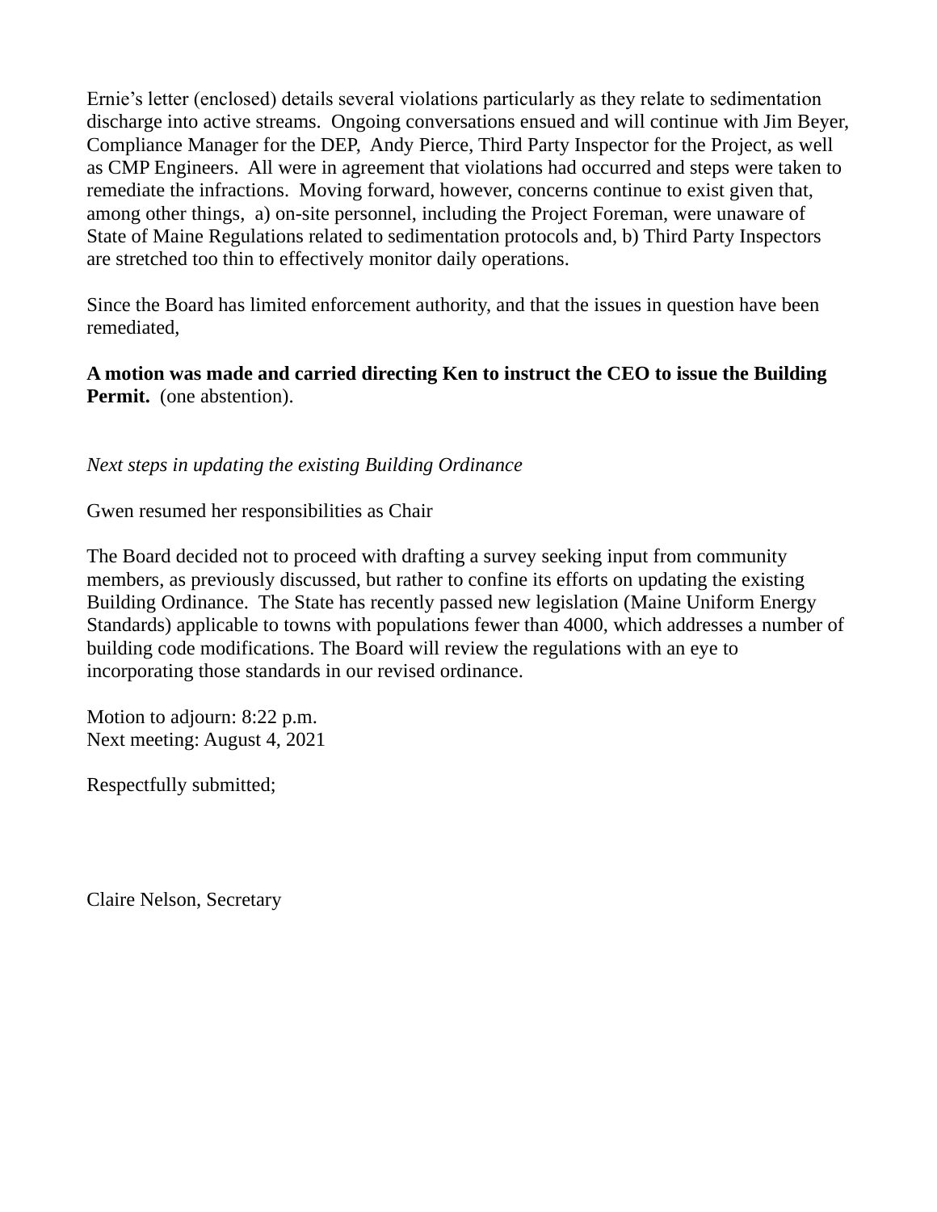Ernie's letter (enclosed) details several violations particularly as they relate to sedimentation discharge into active streams. Ongoing conversations ensued and will continue with Jim Beyer, Compliance Manager for the DEP, Andy Pierce, Third Party Inspector for the Project, as well as CMP Engineers. All were in agreement that violations had occurred and steps were taken to remediate the infractions. Moving forward, however, concerns continue to exist given that, among other things, a) on-site personnel, including the Project Foreman, were unaware of State of Maine Regulations related to sedimentation protocols and, b) Third Party Inspectors are stretched too thin to effectively monitor daily operations.

Since the Board has limited enforcement authority, and that the issues in question have been remediated,

**A motion was made and carried directing Ken to instruct the CEO to issue the Building Permit.** (one abstention).

*Next steps in updating the existing Building Ordinance*

Gwen resumed her responsibilities as Chair

The Board decided not to proceed with drafting a survey seeking input from community members, as previously discussed, but rather to confine its efforts on updating the existing Building Ordinance. The State has recently passed new legislation (Maine Uniform Energy Standards) applicable to towns with populations fewer than 4000, which addresses a number of building code modifications. The Board will review the regulations with an eye to incorporating those standards in our revised ordinance.

Motion to adjourn: 8:22 p.m.
Next meeting: August 4, 2021

Respectfully submitted;

Claire Nelson, Secretary